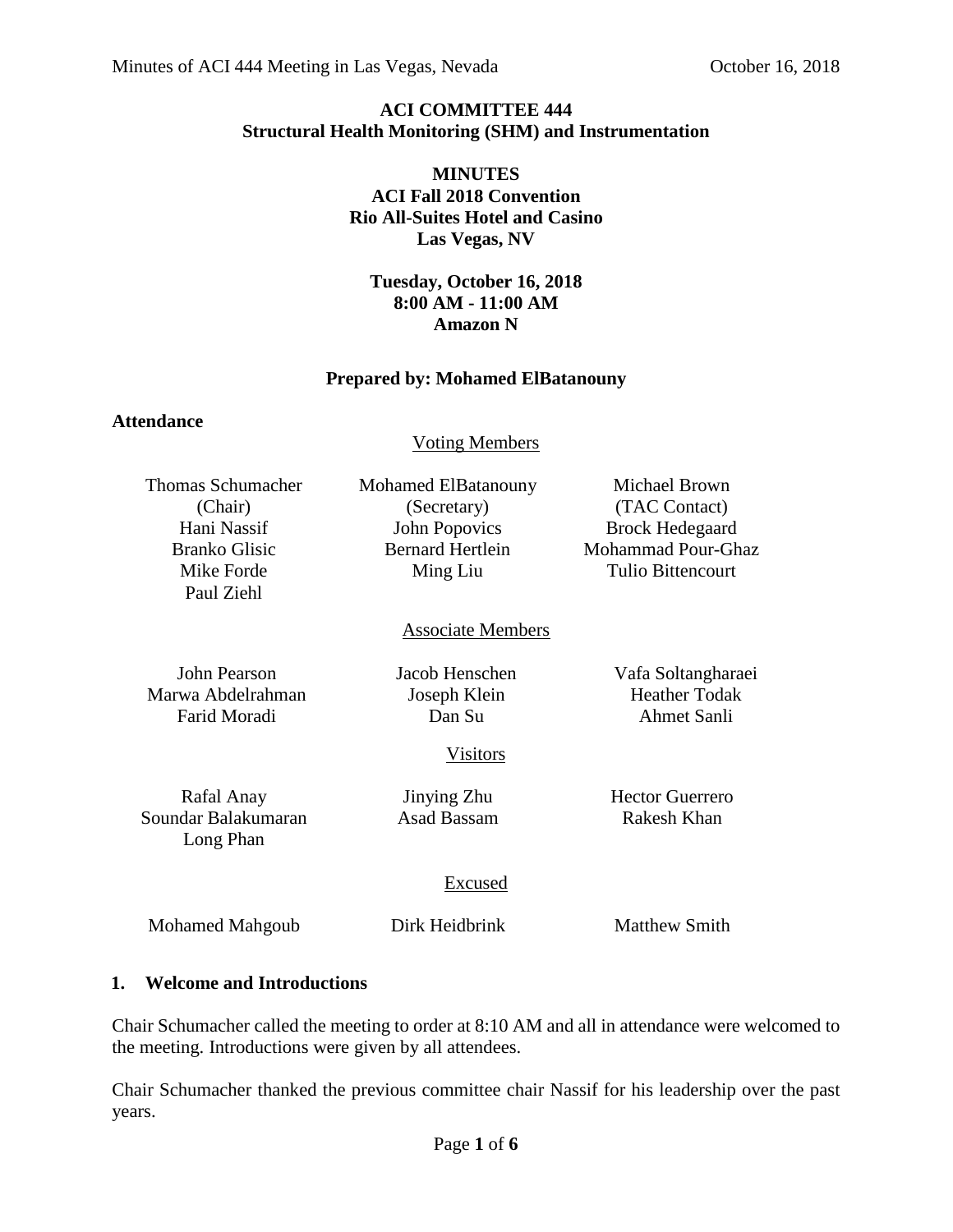# ACI COMMITTEE 444
## Structural Health Monitoring (SHM) and Instrumentation

**MINUTES**
**ACI Fall 2018 Convention**
**Rio All-Suites Hotel and Casino**
**Las Vegas, NV**

**Tuesday, October 16, 2018**
**8:00 AM - 11:00 AM**
**Amazon N**

**Prepared by: Mohamed ElBatanouny**

**Attendance**

Voting Members

| | | |
|---|---|---|
| Thomas Schumacher (Chair) | Mohamed ElBatanouny (Secretary) | Michael Brown (TAC Contact) |
| Hani Nassif | John Popovics | Brock Hedegaard |
| Branko Glisic | Bernard Hertlein | Mohammad Pour-Ghaz |
| Mike Forde | Ming Liu | Tulio Bittencourt |
| Paul Ziehl | | |

Associate Members

| | | |
|---|---|---|
| John Pearson | Jacob Henschen | Vafa Soltangharaei |
| Marwa Abdelrahman | Joseph Klein | Heather Todak |
| Farid Moradi | Dan Su | Ahmet Sanli |

Visitors

| | | |
|---|---|---|
| Rafal Anay | Jinying Zhu | Hector Guerrero |
| Soundar Balakumaran | Asad Bassam | Rakesh Khan |
| Long Phan | | |

Excused

| | | |
|---|---|---|
| Mohamed Mahgoub | Dirk Heidbrink | Matthew Smith |

### 1. Welcome and Introductions

Chair Schumacher called the meeting to order at 8:10 AM and all in attendance were welcomed to the meeting. Introductions were given by all attendees.

Chair Schumacher thanked the previous committee chair Nassif for his leadership over the past years.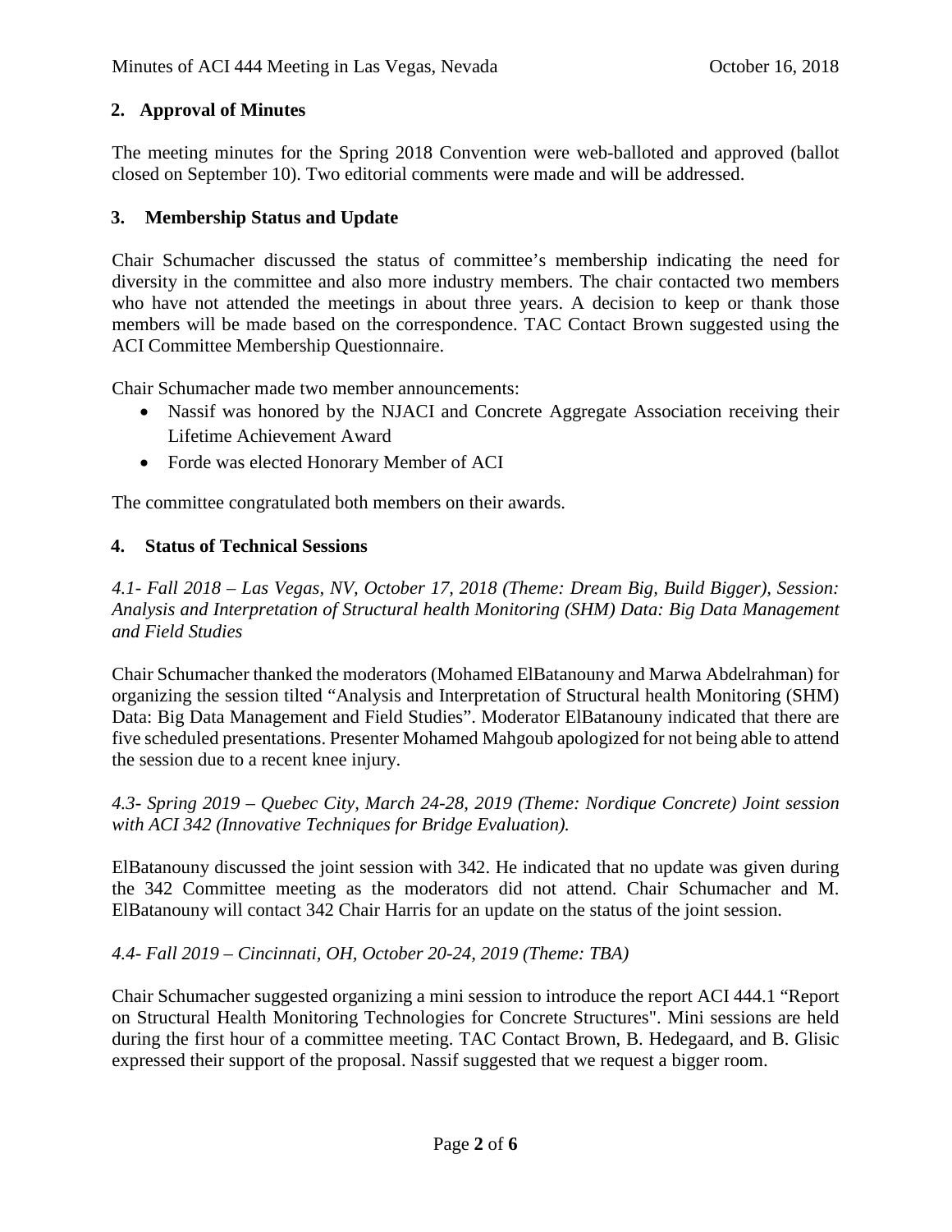## 2. Approval of Minutes

The meeting minutes for the Spring 2018 Convention were web-balloted and approved (ballot closed on September 10). Two editorial comments were made and will be addressed.

## 3. Membership Status and Update

Chair Schumacher discussed the status of committee's membership indicating the need for diversity in the committee and also more industry members. The chair contacted two members who have not attended the meetings in about three years. A decision to keep or thank those members will be made based on the correspondence. TAC Contact Brown suggested using the ACI Committee Membership Questionnaire.

Chair Schumacher made two member announcements:

- Nassif was honored by the NJACI and Concrete Aggregate Association receiving their Lifetime Achievement Award
- Forde was elected Honorary Member of ACI

The committee congratulated both members on their awards.

## 4. Status of Technical Sessions

*4.1- Fall 2018 – Las Vegas, NV, October 17, 2018 (Theme: Dream Big, Build Bigger), Session: Analysis and Interpretation of Structural health Monitoring (SHM) Data: Big Data Management and Field Studies*

Chair Schumacher thanked the moderators (Mohamed ElBatanouny and Marwa Abdelrahman) for organizing the session tilted "Analysis and Interpretation of Structural health Monitoring (SHM) Data: Big Data Management and Field Studies". Moderator ElBatanouny indicated that there are five scheduled presentations. Presenter Mohamed Mahgoub apologized for not being able to attend the session due to a recent knee injury.

*4.3- Spring 2019 – Quebec City, March 24-28, 2019 (Theme: Nordique Concrete) Joint session with ACI 342 (Innovative Techniques for Bridge Evaluation).*

ElBatanouny discussed the joint session with 342. He indicated that no update was given during the 342 Committee meeting as the moderators did not attend. Chair Schumacher and M. ElBatanouny will contact 342 Chair Harris for an update on the status of the joint session.

*4.4- Fall 2019 – Cincinnati, OH, October 20-24, 2019 (Theme: TBA)*

Chair Schumacher suggested organizing a mini session to introduce the report ACI 444.1 "Report on Structural Health Monitoring Technologies for Concrete Structures". Mini sessions are held during the first hour of a committee meeting. TAC Contact Brown, B. Hedegaard, and B. Glisic expressed their support of the proposal. Nassif suggested that we request a bigger room.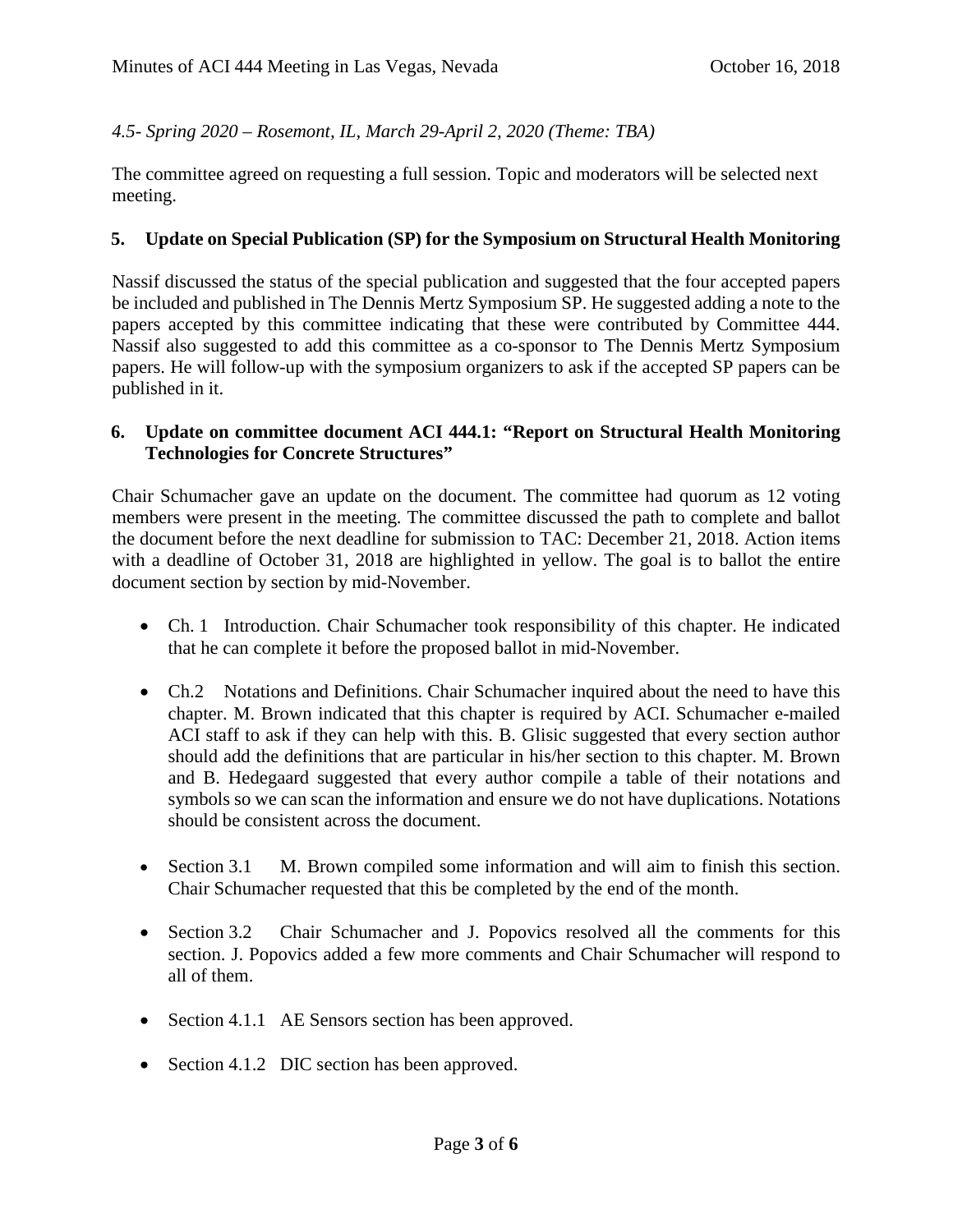*4.5- Spring 2020 – Rosemont, IL, March 29-April 2, 2020 (Theme: TBA)*

The committee agreed on requesting a full session. Topic and moderators will be selected next meeting.

## 5. Update on Special Publication (SP) for the Symposium on Structural Health Monitoring

Nassif discussed the status of the special publication and suggested that the four accepted papers be included and published in The Dennis Mertz Symposium SP. He suggested adding a note to the papers accepted by this committee indicating that these were contributed by Committee 444. Nassif also suggested to add this committee as a co-sponsor to The Dennis Mertz Symposium papers. He will follow-up with the symposium organizers to ask if the accepted SP papers can be published in it.

## 6. Update on committee document ACI 444.1: "Report on Structural Health Monitoring Technologies for Concrete Structures"

Chair Schumacher gave an update on the document. The committee had quorum as 12 voting members were present in the meeting. The committee discussed the path to complete and ballot the document before the next deadline for submission to TAC: December 21, 2018. Action items with a deadline of October 31, 2018 are highlighted in yellow. The goal is to ballot the entire document section by section by mid-November.

- Ch. 1 Introduction. Chair Schumacher took responsibility of this chapter. He indicated that he can complete it before the proposed ballot in mid-November.
- Ch.2 Notations and Definitions. Chair Schumacher inquired about the need to have this chapter. M. Brown indicated that this chapter is required by ACI. Schumacher e-mailed ACI staff to ask if they can help with this. B. Glisic suggested that every section author should add the definitions that are particular in his/her section to this chapter. M. Brown and B. Hedegaard suggested that every author compile a table of their notations and symbols so we can scan the information and ensure we do not have duplications. Notations should be consistent across the document.
- Section 3.1 M. Brown compiled some information and will aim to finish this section. Chair Schumacher requested that this be completed by the end of the month.
- Section 3.2 Chair Schumacher and J. Popovics resolved all the comments for this section. J. Popovics added a few more comments and Chair Schumacher will respond to all of them.
- Section 4.1.1 AE Sensors section has been approved.
- Section 4.1.2 DIC section has been approved.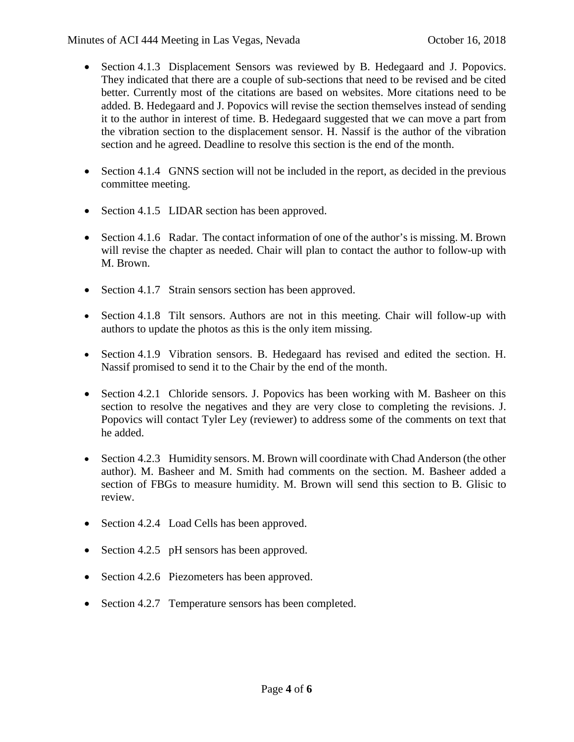- Section 4.1.3 Displacement Sensors was reviewed by B. Hedegaard and J. Popovics. They indicated that there are a couple of sub-sections that need to be revised and be cited better. Currently most of the citations are based on websites. More citations need to be added. B. Hedegaard and J. Popovics will revise the section themselves instead of sending it to the author in interest of time. B. Hedegaard suggested that we can move a part from the vibration section to the displacement sensor. H. Nassif is the author of the vibration section and he agreed. Deadline to resolve this section is the end of the month.

- Section 4.1.4 GNNS section will not be included in the report, as decided in the previous committee meeting.

- Section 4.1.5 LIDAR section has been approved.

- Section 4.1.6 Radar. The contact information of one of the author's is missing. M. Brown will revise the chapter as needed. Chair will plan to contact the author to follow-up with M. Brown.

- Section 4.1.7 Strain sensors section has been approved.

- Section 4.1.8 Tilt sensors. Authors are not in this meeting. Chair will follow-up with authors to update the photos as this is the only item missing.

- Section 4.1.9 Vibration sensors. B. Hedegaard has revised and edited the section. H. Nassif promised to send it to the Chair by the end of the month.

- Section 4.2.1 Chloride sensors. J. Popovics has been working with M. Basheer on this section to resolve the negatives and they are very close to completing the revisions. J. Popovics will contact Tyler Ley (reviewer) to address some of the comments on text that he added.

- Section 4.2.3 Humidity sensors. M. Brown will coordinate with Chad Anderson (the other author). M. Basheer and M. Smith had comments on the section. M. Basheer added a section of FBGs to measure humidity. M. Brown will send this section to B. Glisic to review.

- Section 4.2.4 Load Cells has been approved.

- Section 4.2.5 pH sensors has been approved.

- Section 4.2.6 Piezometers has been approved.

- Section 4.2.7 Temperature sensors has been completed.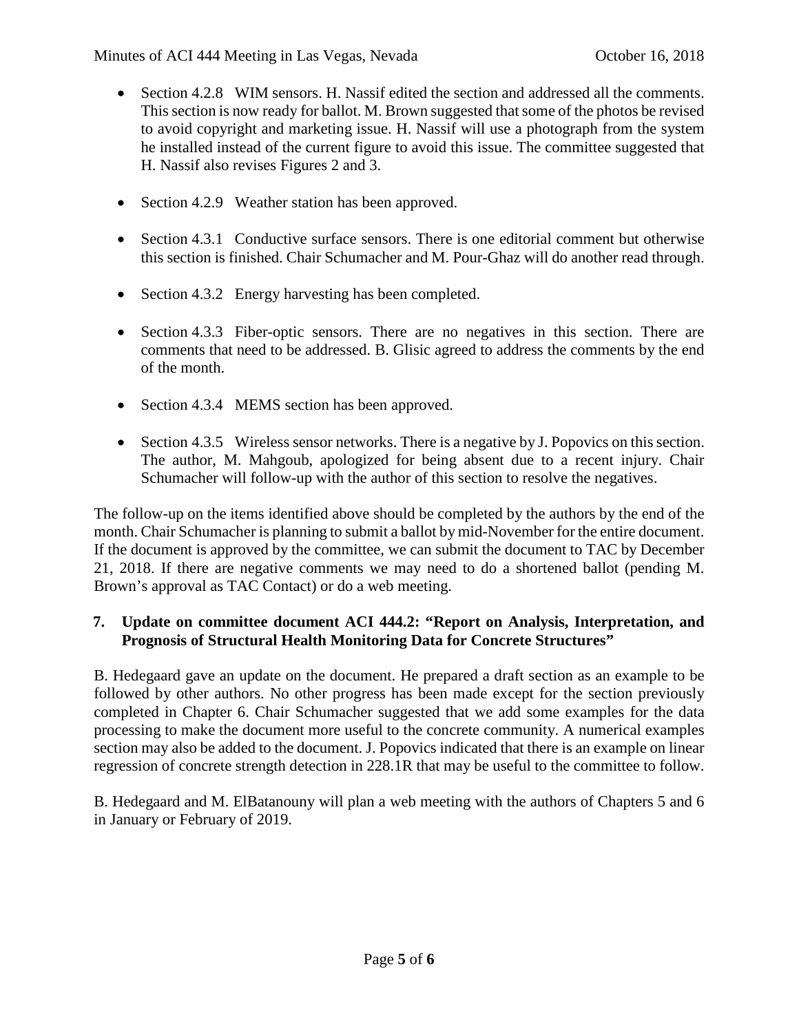- Section 4.2.8 WIM sensors. H. Nassif edited the section and addressed all the comments. This section is now ready for ballot. M. Brown suggested that some of the photos be revised to avoid copyright and marketing issue. H. Nassif will use a photograph from the system he installed instead of the current figure to avoid this issue. The committee suggested that H. Nassif also revises Figures 2 and 3.

- Section 4.2.9 Weather station has been approved.

- Section 4.3.1 Conductive surface sensors. There is one editorial comment but otherwise this section is finished. Chair Schumacher and M. Pour-Ghaz will do another read through.

- Section 4.3.2 Energy harvesting has been completed.

- Section 4.3.3 Fiber-optic sensors. There are no negatives in this section. There are comments that need to be addressed. B. Glisic agreed to address the comments by the end of the month.

- Section 4.3.4 MEMS section has been approved.

- Section 4.3.5 Wireless sensor networks. There is a negative by J. Popovics on this section. The author, M. Mahgoub, apologized for being absent due to a recent injury. Chair Schumacher will follow-up with the author of this section to resolve the negatives.

The follow-up on the items identified above should be completed by the authors by the end of the month. Chair Schumacher is planning to submit a ballot by mid-November for the entire document. If the document is approved by the committee, we can submit the document to TAC by December 21, 2018. If there are negative comments we may need to do a shortened ballot (pending M. Brown's approval as TAC Contact) or do a web meeting.

## 7. Update on committee document ACI 444.2: "Report on Analysis, Interpretation, and Prognosis of Structural Health Monitoring Data for Concrete Structures"

B. Hedegaard gave an update on the document. He prepared a draft section as an example to be followed by other authors. No other progress has been made except for the section previously completed in Chapter 6. Chair Schumacher suggested that we add some examples for the data processing to make the document more useful to the concrete community. A numerical examples section may also be added to the document. J. Popovics indicated that there is an example on linear regression of concrete strength detection in 228.1R that may be useful to the committee to follow.

B. Hedegaard and M. ElBatanouny will plan a web meeting with the authors of Chapters 5 and 6 in January or February of 2019.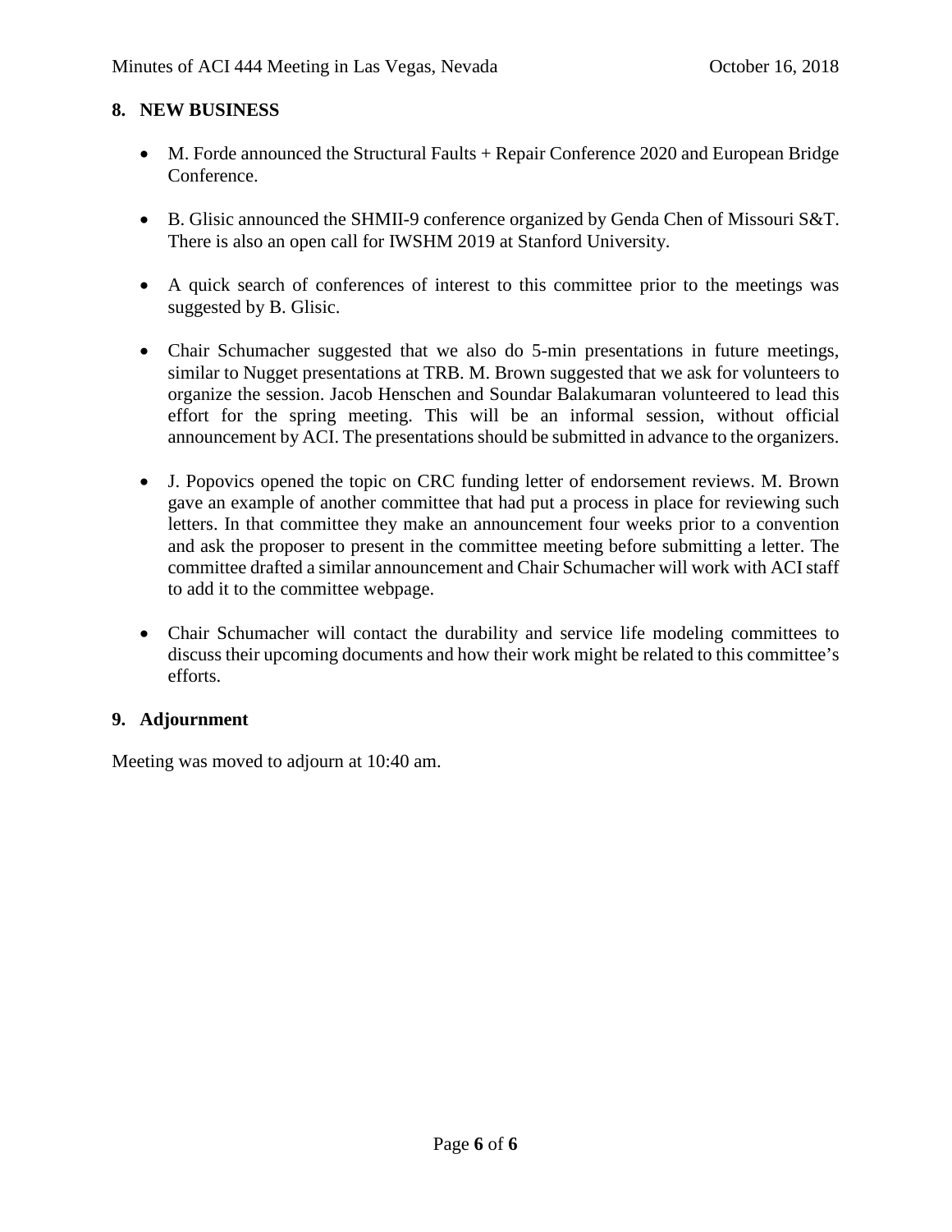## 8. NEW BUSINESS

- M. Forde announced the Structural Faults + Repair Conference 2020 and European Bridge Conference.

- B. Glisic announced the SHMII-9 conference organized by Genda Chen of Missouri S&T. There is also an open call for IWSHM 2019 at Stanford University.

- A quick search of conferences of interest to this committee prior to the meetings was suggested by B. Glisic.

- Chair Schumacher suggested that we also do 5-min presentations in future meetings, similar to Nugget presentations at TRB. M. Brown suggested that we ask for volunteers to organize the session. Jacob Henschen and Soundar Balakumaran volunteered to lead this effort for the spring meeting. This will be an informal session, without official announcement by ACI. The presentations should be submitted in advance to the organizers.

- J. Popovics opened the topic on CRC funding letter of endorsement reviews. M. Brown gave an example of another committee that had put a process in place for reviewing such letters. In that committee they make an announcement four weeks prior to a convention and ask the proposer to present in the committee meeting before submitting a letter. The committee drafted a similar announcement and Chair Schumacher will work with ACI staff to add it to the committee webpage.

- Chair Schumacher will contact the durability and service life modeling committees to discuss their upcoming documents and how their work might be related to this committee's efforts.

## 9. Adjournment

Meeting was moved to adjourn at 10:40 am.